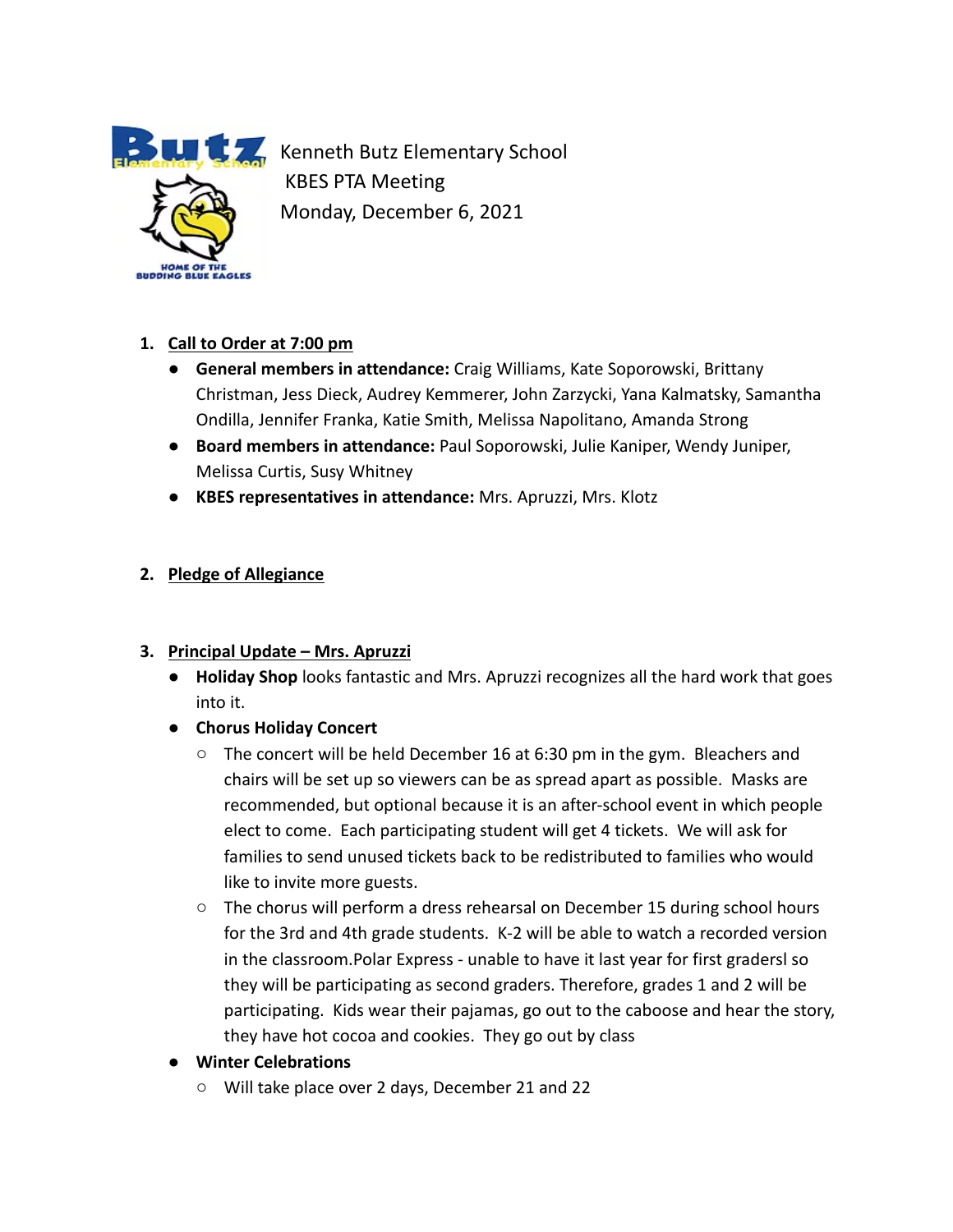Kenneth Butz Elementary School
KBES PTA Meeting
Monday, December 6, 2021

1. **Call to Order at 7:00 pm**
   - **General members in attendance:** Craig Williams, Kate Soporowski, Brittany Christman, Jess Dieck, Audrey Kemmerer, John Zarzycki, Yana Kalmatsky, Samantha Ondilla, Jennifer Franka, Katie Smith, Melissa Napolitano, Amanda Strong
   - **Board members in attendance:** Paul Soporowski, Julie Kaniper, Wendy Juniper, Melissa Curtis, Susy Whitney
   - **KBES representatives in attendance:** Mrs. Apruzzi, Mrs. Klotz

2. **Pledge of Allegiance**

3. **Principal Update – Mrs. Apruzzi**
   - **Holiday Shop** looks fantastic and Mrs. Apruzzi recognizes all the hard work that goes into it.
   - **Chorus Holiday Concert**
     - The concert will be held December 16 at 6:30 pm in the gym. Bleachers and chairs will be set up so viewers can be as spread apart as possible. Masks are recommended, but optional because it is an after-school event in which people elect to come. Each participating student will get 4 tickets. We will ask for families to send unused tickets back to be redistributed to families who would like to invite more guests.
     - The chorus will perform a dress rehearsal on December 15 during school hours for the 3rd and 4th grade students. K-2 will be able to watch a recorded version in the classroom.Polar Express - unable to have it last year for first gradersl so they will be participating as second graders. Therefore, grades 1 and 2 will be participating. Kids wear their pajamas, go out to the caboose and hear the story, they have hot cocoa and cookies. They go out by class
   - **Winter Celebrations**
     - Will take place over 2 days, December 21 and 22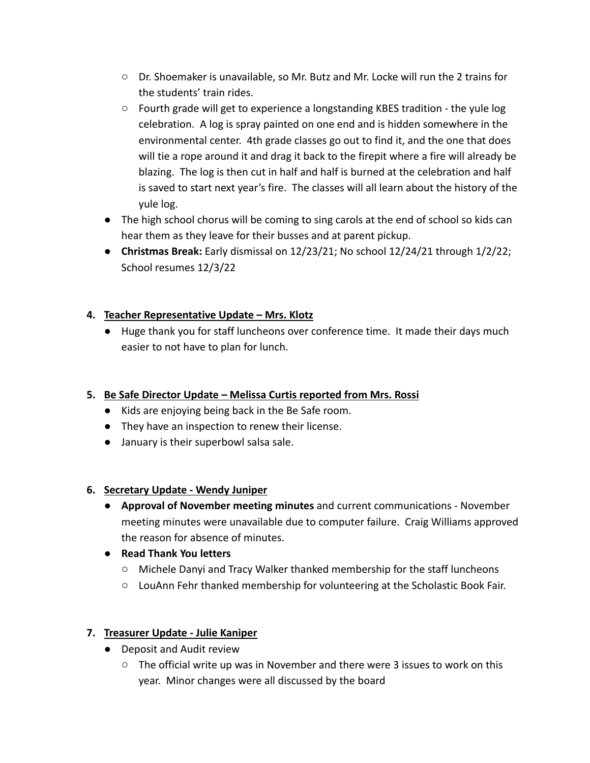- Dr. Shoemaker is unavailable, so Mr. Butz and Mr. Locke will run the 2 trains for the students' train rides.
    - Fourth grade will get to experience a longstanding KBES tradition - the yule log celebration. A log is spray painted on one end and is hidden somewhere in the environmental center. 4th grade classes go out to find it, and the one that does will tie a rope around it and drag it back to the firepit where a fire will already be blazing. The log is then cut in half and half is burned at the celebration and half is saved to start next year's fire. The classes will all learn about the history of the yule log.
- The high school chorus will be coming to sing carols at the end of school so kids can hear them as they leave for their busses and at parent pickup.
- **Christmas Break:** Early dismissal on 12/23/21; No school 12/24/21 through 1/2/22; School resumes 12/3/22

4. **<u>Teacher Representative Update – Mrs. Klotz</u>**
    - Huge thank you for staff luncheons over conference time. It made their days much easier to not have to plan for lunch.

5. **<u>Be Safe Director Update – Melissa Curtis reported from Mrs. Rossi</u>**
    - Kids are enjoying being back in the Be Safe room.
    - They have an inspection to renew their license.
    - January is their superbowl salsa sale.

6. **<u>Secretary Update - Wendy Juniper</u>**
    - **Approval of November meeting minutes** and current communications - November meeting minutes were unavailable due to computer failure. Craig Williams approved the reason for absence of minutes.
    - **Read Thank You letters**
        - Michele Danyi and Tracy Walker thanked membership for the staff luncheons
        - LouAnn Fehr thanked membership for volunteering at the Scholastic Book Fair.

7. **<u>Treasurer Update - Julie Kaniper</u>**
    - Deposit and Audit review
        - The official write up was in November and there were 3 issues to work on this year. Minor changes were all discussed by the board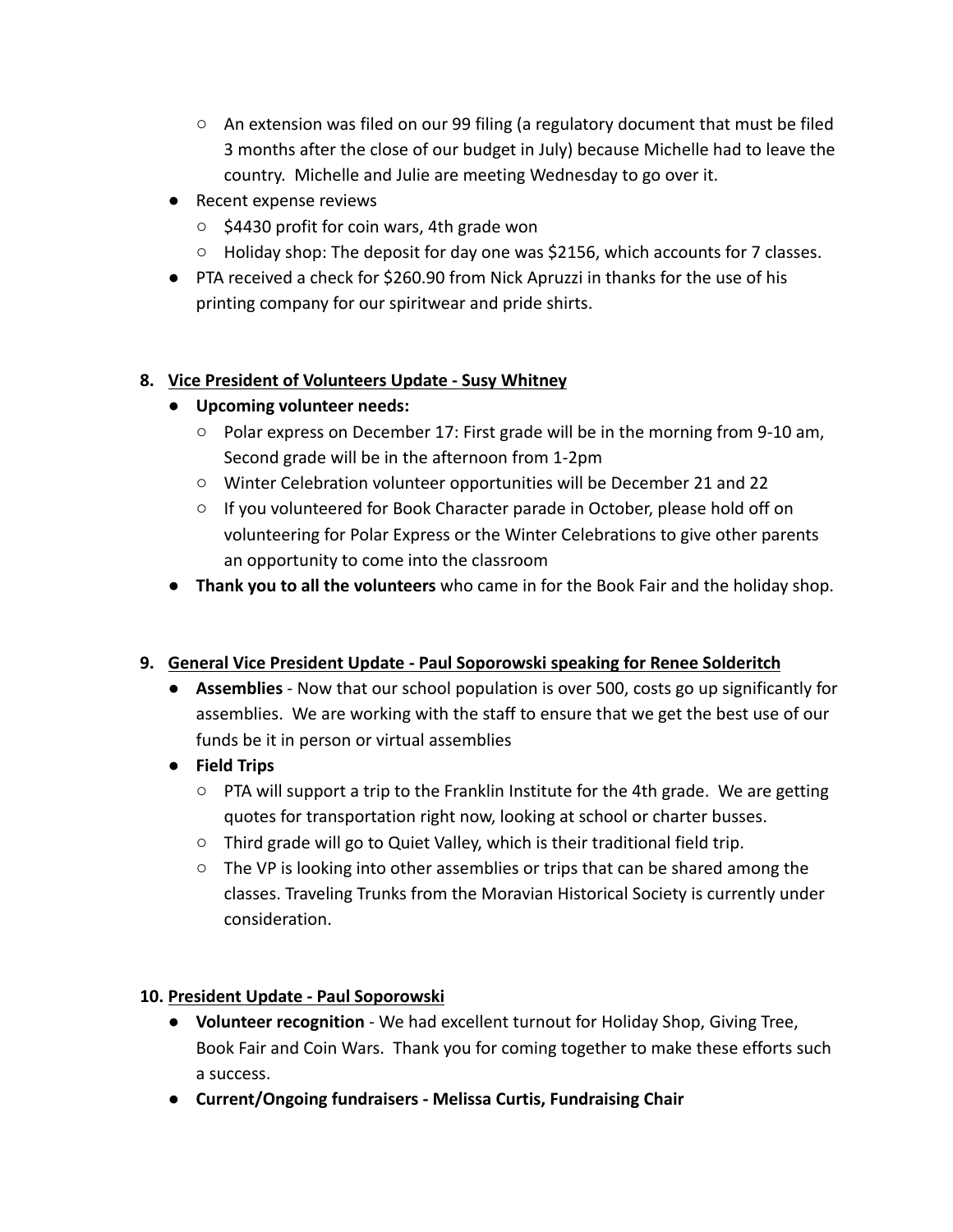- An extension was filed on our 99 filing (a regulatory document that must be filed 3 months after the close of our budget in July) because Michelle had to leave the country. Michelle and Julie are meeting Wednesday to go over it.
- Recent expense reviews
    - $4430 profit for coin wars, 4th grade won
    - Holiday shop: The deposit for day one was $2156, which accounts for 7 classes.
- PTA received a check for $260.90 from Nick Apruzzi in thanks for the use of his printing company for our spiritwear and pride shirts.

8. **<u>Vice President of Volunteers Update - Susy Whitney</u>**
    - **Upcoming volunteer needs:**
        - Polar express on December 17: First grade will be in the morning from 9-10 am, Second grade will be in the afternoon from 1-2pm
        - Winter Celebration volunteer opportunities will be December 21 and 22
        - If you volunteered for Book Character parade in October, please hold off on volunteering for Polar Express or the Winter Celebrations to give other parents an opportunity to come into the classroom
    - **Thank you to all the volunteers** who came in for the Book Fair and the holiday shop.

9. **<u>General Vice President Update - Paul Soporowski speaking for Renee Solderitch</u>**
    - **Assemblies** - Now that our school population is over 500, costs go up significantly for assemblies. We are working with the staff to ensure that we get the best use of our funds be it in person or virtual assemblies
    - **Field Trips**
        - PTA will support a trip to the Franklin Institute for the 4th grade. We are getting quotes for transportation right now, looking at school or charter busses.
        - Third grade will go to Quiet Valley, which is their traditional field trip.
        - The VP is looking into other assemblies or trips that can be shared among the classes. Traveling Trunks from the Moravian Historical Society is currently under consideration.

10. **<u>President Update - Paul Soporowski</u>**
    - **Volunteer recognition** - We had excellent turnout for Holiday Shop, Giving Tree, Book Fair and Coin Wars. Thank you for coming together to make these efforts such a success.
    - **Current/Ongoing fundraisers - Melissa Curtis, Fundraising Chair**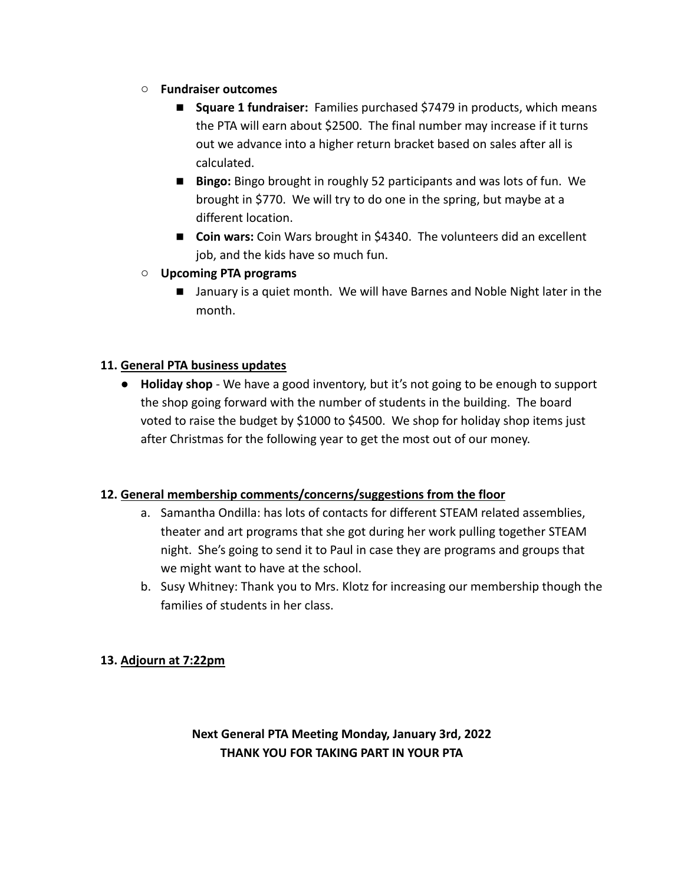- **Fundraiser outcomes**
  - **Square 1 fundraiser:** Families purchased $7479 in products, which means the PTA will earn about $2500. The final number may increase if it turns out we advance into a higher return bracket based on sales after all is calculated.
  - **Bingo:** Bingo brought in roughly 52 participants and was lots of fun. We brought in $770. We will try to do one in the spring, but maybe at a different location.
  - **Coin wars:** Coin Wars brought in $4340. The volunteers did an excellent job, and the kids have so much fun.
- **Upcoming PTA programs**
  - January is a quiet month. We will have Barnes and Noble Night later in the month.

**11. <u>General PTA business updates</u>**

- **Holiday shop** - We have a good inventory, but it's not going to be enough to support the shop going forward with the number of students in the building. The board voted to raise the budget by $1000 to $4500. We shop for holiday shop items just after Christmas for the following year to get the most out of our money.

**12. <u>General membership comments/concerns/suggestions from the floor</u>**

a. Samantha Ondilla: has lots of contacts for different STEAM related assemblies, theater and art programs that she got during her work pulling together STEAM night. She's going to send it to Paul in case they are programs and groups that we might want to have at the school.

b. Susy Whitney: Thank you to Mrs. Klotz for increasing our membership though the families of students in her class.

**13. <u>Adjourn at 7:22pm</u>**

**Next General PTA Meeting Monday, January 3rd, 2022**
**THANK YOU FOR TAKING PART IN YOUR PTA**